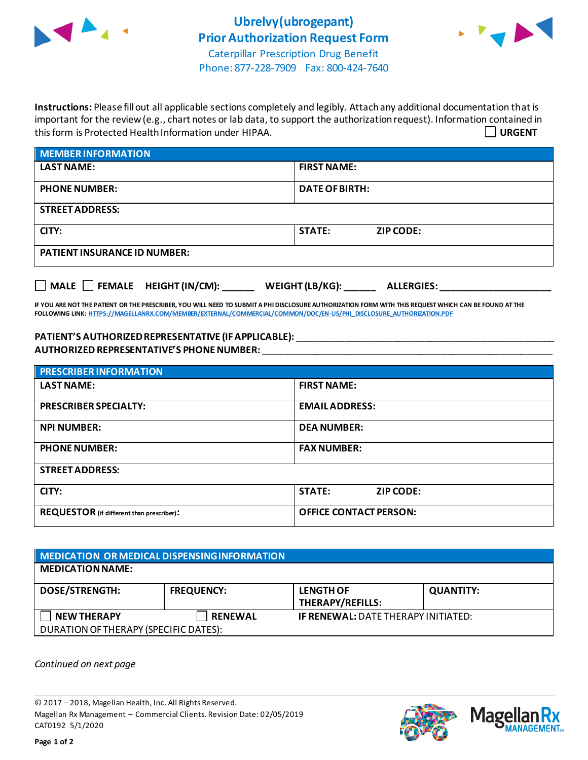# Ubrelvy(ubrogepant) Prior Authorization Request Form

Caterpillar Prescription Drug Benefit
Phone: 877-228-7909 Fax: 800-424-7640

**Instructions:** Please fill out all applicable sections completely and legibly. Attach any additional documentation that is important for the review (e.g., chart notes or lab data, to support the authorization request). Information contained in this form is Protected Health Information under HIPAA.

☐ **URGENT**

| MEMBER INFORMATION | | |
|---|---|---|
| **LAST NAME:** | **FIRST NAME:** | |
| **PHONE NUMBER:** | **DATE OF BIRTH:** | |
| **STREET ADDRESS:** | | |
| **CITY:** | **STATE:** | **ZIP CODE:** |
| **PATIENT INSURANCE ID NUMBER:** | | |

☐ **MALE** ☐ **FEMALE** **HEIGHT (IN/CM):** ______ **WEIGHT (LB/KG):** ______ **ALLERGIES:** ____________________

**IF YOU ARE NOT THE PATIENT OR THE PRESCRIBER, YOU WILL NEED TO SUBMIT A PHI DISCLOSURE AUTHORIZATION FORM WITH THIS REQUEST WHICH CAN BE FOUND AT THE FOLLOWING LINK:** HTTPS://MAGELLANRX.COM/MEMBER/EXTERNAL/COMMERCIAL/COMMON/DOC/EN-US/PHI_DISCLOSURE_AUTHORIZATION.PDF

**PATIENT'S AUTHORIZED REPRESENTATIVE (IF APPLICABLE):** ____________________________________________

**AUTHORIZED REPRESENTATIVE'S PHONE NUMBER:** ____________________________________________

| PRESCRIBER INFORMATION | | |
|---|---|---|
| **LAST NAME:** | **FIRST NAME:** | |
| **PRESCRIBER SPECIALTY:** | **EMAIL ADDRESS:** | |
| **NPI NUMBER:** | **DEA NUMBER:** | |
| **PHONE NUMBER:** | **FAX NUMBER:** | |
| **STREET ADDRESS:** | | |
| **CITY:** | **STATE:** | **ZIP CODE:** |
| **REQUESTOR** (if different than prescriber)**:** | **OFFICE CONTACT PERSON:** | |

| MEDICATION OR MEDICAL DISPENSING INFORMATION | | | |
|---|---|---|---|
| **MEDICATION NAME:** | | | |
| **DOSE/STRENGTH:** | **FREQUENCY:** | **LENGTH OF THERAPY/REFILLS:** | **QUANTITY:** |
| ☐ **NEW THERAPY** | ☐ **RENEWAL** | **IF RENEWAL:** DATE THERAPY INITIATED: | |
| DURATION OF THERAPY (SPECIFIC DATES): | | | |

*Continued on next page*

© 2017 – 2018, Magellan Health, Inc. All Rights Reserved.
Magellan Rx Management – Commercial Clients. Revision Date: 02/05/2019
CAT0192 5/1/2020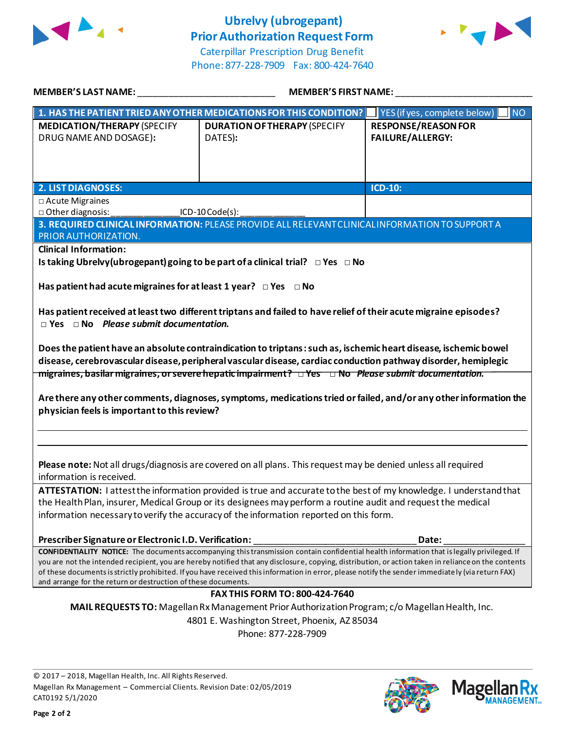# Ubrelvy (ubrogepant) Prior Authorization Request Form

Caterpillar Prescription Drug Benefit
Phone: 877-228-7909 Fax: 800-424-7640

**MEMBER'S LAST NAME:** ___________________________ **MEMBER'S FIRST NAME:** ___________________________

| **1. HAS THE PATIENT TRIED ANY OTHER MEDICATIONS FOR THIS CONDITION?** | | ☐ YES (if yes, complete below) ☐ NO |
|---|---|---|
| **MEDICATION/THERAPY** (SPECIFY DRUG NAME AND DOSAGE): | **DURATION OF THERAPY** (SPECIFY DATES): | **RESPONSE/REASON FOR FAILURE/ALLERGY:** |
| | | |

| **2. LIST DIAGNOSES:** | **ICD-10:** |
|---|---|
| □ Acute Migraines<br>□ Other diagnosis: ______________ICD-10 Code(s): _____________ | |

**3. REQUIRED CLINICAL INFORMATION:** PLEASE PROVIDE ALL RELEVANT CLINICAL INFORMATION TO SUPPORT A PRIOR AUTHORIZATION.

**Clinical Information:**

**Is taking Ubrelvy (ubrogepant) going to be part of a clinical trial?** □ **Yes** □ **No**

**Has patient had acute migraines for at least 1 year?** □ **Yes** □ **No**

**Has patient received at least two different triptans and failed to have relief of their acute migraine episodes?** □ **Yes** □ **No** ***Please submit documentation.***

**Does the patient have an absolute contraindication to triptans: such as, ischemic heart disease, ischemic bowel disease, cerebrovascular disease, peripheral vascular disease, cardiac conduction pathway disorder, hemiplegic migraines, basilar migraines, or severe hepatic impairment?** □ **Yes** □ **No** ***Please submit documentation.***

**Are there any other comments, diagnoses, symptoms, medications tried or failed, and/or any other information the physician feels is important to this review?**

_______________________________________________________________________________

_______________________________________________________________________________

**Please note:** Not all drugs/diagnosis are covered on all plans. This request may be denied unless all required information is received.

**ATTESTATION:** I attest the information provided is true and accurate to the best of my knowledge. I understand that the Health Plan, insurer, Medical Group or its designees may perform a routine audit and request the medical information necessary to verify the accuracy of the information reported on this form.

**Prescriber Signature or Electronic I.D. Verification:** ________________________________ **Date:** ________________

**CONFIDENTIALITY NOTICE:** The documents accompanying this transmission contain confidential health information that is legally privileged. If you are not the intended recipient, you are hereby notified that any disclosure, copying, distribution, or action taken in reliance on the contents of these documents is strictly prohibited. If you have received this information in error, please notify the sender immediately (via return FAX) and arrange for the return or destruction of these documents.

**FAX THIS FORM TO: 800-424-7640**

**MAIL REQUESTS TO:** Magellan Rx Management Prior Authorization Program; c/o Magellan Health, Inc.
4801 E. Washington Street, Phoenix, AZ 85034
Phone: 877-228-7909

© 2017 – 2018, Magellan Health, Inc. All Rights Reserved.
Magellan Rx Management – Commercial Clients. Revision Date: 02/05/2019
CAT0192 5/1/2020